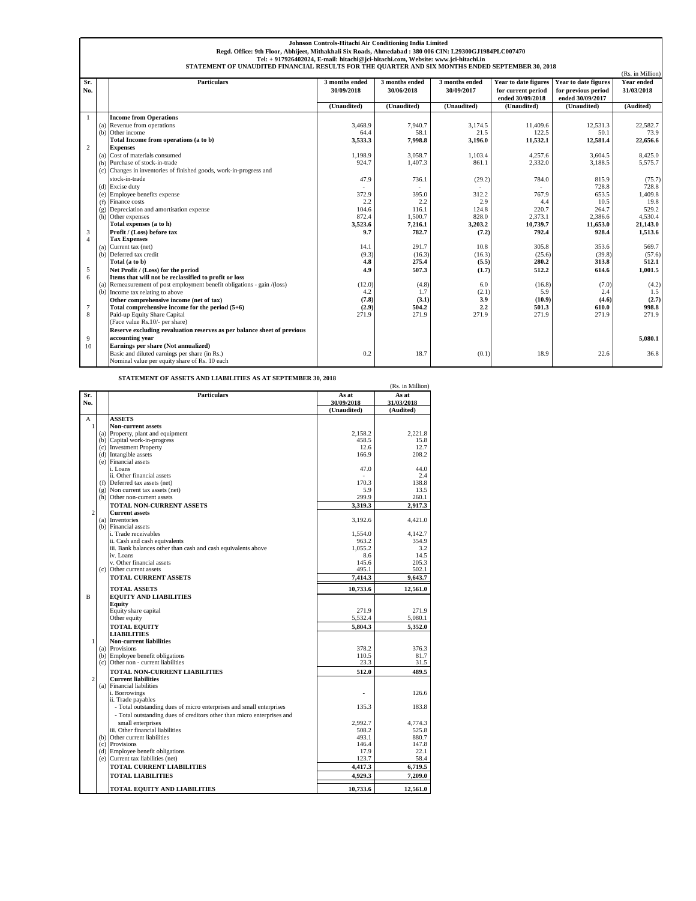**Johnson Controls-Hitachi Air Conditioning India Limited**

**Regd. Office: 9th Floor, Abhijeet, Mithakhali Six Roads, Ahmedabad : 380 006 CIN: L29300GJ1984PLC007470**

**Tel: + 917926402024, E-mail: hitachi@jci-hitachi.com, Website: www.jci-hitachi.in**

**STATEMENT OF UNAUDITED FINANCIAL RESULTS FOR THE QUARTER AND SIX MONTHS ENDED SEPTEMBER 30, 2018**

(Rs. in Million)

| Sr. No. | | Particulars | 3 months ended 30/09/2018 | 3 months ended 30/06/2018 | 3 months ended 30/09/2017 | Year to date figures for current period ended 30/09/2018 | Year to date figures for previous period ended 30/09/2017 | Year ended 31/03/2018 |
|---|---|---|---|---|---|---|---|---|
| | | | (Unaudited) | (Unaudited) | (Unaudited) | (Unaudited) | (Unaudited) | (Audited) |
| 1 | | **Income from Operations** | | | | | | |
| | (a) | Revenue from operations | 3,468.9 | 7,940.7 | 3,174.5 | 11,409.6 | 12,531.3 | 22,582.7 |
| | (b) | Other income | 64.4 | 58.1 | 21.5 | 122.5 | 50.1 | 73.9 |
| | | **Total Income from operations (a to b)** | **3,533.3** | **7,998.8** | **3,196.0** | **11,532.1** | **12,581.4** | **22,656.6** |
| 2 | | **Expenses** | | | | | | |
| | (a) | Cost of materials consumed | 1,198.9 | 3,058.7 | 1,103.4 | 4,257.6 | 3,604.5 | 8,425.0 |
| | (b) | Purchase of stock-in-trade | 924.7 | 1,407.3 | 861.1 | 2,332.0 | 3,188.5 | 5,575.7 |
| | (c) | Changes in inventories of finished goods, work-in-progress and stock-in-trade | 47.9 | 736.1 | (29.2) | 784.0 | 815.9 | (75.7) |
| | (d) | Excise duty | - | - | - | - | 728.8 | 728.8 |
| | (e) | Employee benefits expense | 372.9 | 395.0 | 312.2 | 767.9 | 653.5 | 1,409.8 |
| | (f) | Finance costs | 2.2 | 2.2 | 2.9 | 4.4 | 10.5 | 19.8 |
| | (g) | Depreciation and amortisation expense | 104.6 | 116.1 | 124.8 | 220.7 | 264.7 | 529.2 |
| | (h) | Other expenses | 872.4 | 1,500.7 | 828.0 | 2,373.1 | 2,386.6 | 4,530.4 |
| | | **Total expenses (a to h)** | **3,523.6** | **7,216.1** | **3,203.2** | **10,739.7** | **11,653.0** | **21,143.0** |
| 3 | | **Profit / (Loss) before tax** | **9.7** | **782.7** | **(7.2)** | **792.4** | **928.4** | **1,513.6** |
| 4 | | **Tax Expenses** | | | | | | |
| | (a) | Current tax (net) | 14.1 | 291.7 | 10.8 | 305.8 | 353.6 | 569.7 |
| | (b) | Deferred tax credit | (9.3) | (16.3) | (16.3) | (25.6) | (39.8) | (57.6) |
| | | **Total (a to b)** | **4.8** | **275.4** | **(5.5)** | **280.2** | **313.8** | **512.1** |
| 5 | | **Net Profit / (Loss) for the period** | **4.9** | **507.3** | **(1.7)** | **512.2** | **614.6** | **1,001.5** |
| 6 | | **Items that will not be reclassified to profit or loss** | | | | | | |
| | (a) | Remeasurement of post employment benefit obligations - gain /(loss) | (12.0) | (4.8) | 6.0 | (16.8) | (7.0) | (4.2) |
| | (b) | Income tax relating to above | 4.2 | 1.7 | (2.1) | 5.9 | 2.4 | 1.5 |
| | | **Other comprehensive income (net of tax)** | **(7.8)** | **(3.1)** | **3.9** | **(10.9)** | **(4.6)** | **(2.7)** |
| 7 | | **Total comprehensive income for the period (5+6)** | **(2.9)** | **504.2** | **2.2** | **501.3** | **610.0** | **998.8** |
| 8 | | Paid-up Equity Share Capital (Face value Rs.10/- per share) | 271.9 | 271.9 | 271.9 | 271.9 | 271.9 | 271.9 |
| 9 | | **Reserve excluding revaluation reserves as per balance sheet of previous accounting year** | | | | | | **5,080.1** |
| 10 | | **Earnings per share (Not annualized)** | | | | | | |
| | | Basic and diluted earnings per share (in Rs.) Nominal value per equity share of Rs. 10 each | 0.2 | 18.7 | (0.1) | 18.9 | 22.6 | 36.8 |

**STATEMENT OF ASSETS AND LIABILITIES AS AT SEPTEMBER 30, 2018**

(Rs. in Million)

| Sr. No. | | Particulars | As at 30/09/2018 | As at 31/03/2018 |
|---|---|---|---|---|
| | | | (Unaudited) | (Audited) |
| A | | **ASSETS** | | |
| 1 | | **Non-current assets** | | |
| | (a) | Property, plant and equipment | 2,158.2 | 2,221.8 |
| | (b) | Capital work-in-progress | 458.5 | 15.8 |
| | (c) | Investment Property | 12.6 | 12.7 |
| | (d) | Intangible assets | 166.9 | 208.2 |
| | (e) | Financial assets | | |
| | | i. Loans | 47.0 | 44.0 |
| | | ii. Other financial assets | - | 2.4 |
| | (f) | Deferred tax assets (net) | 170.3 | 138.8 |
| | (g) | Non current tax assets (net) | 5.9 | 13.5 |
| | (h) | Other non-current assets | 299.9 | 260.1 |
| | | **TOTAL NON-CURRENT ASSETS** | **3,319.3** | **2,917.3** |
| 2 | | **Current assets** | | |
| | (a) | Inventories | 3,192.6 | 4,421.0 |
| | (b) | Financial assets | | |
| | | i. Trade receivables | 1,554.0 | 4,142.7 |
| | | ii. Cash and cash equivalents | 963.2 | 354.9 |
| | | iii. Bank balances other than cash and cash equivalents above | 1,055.2 | 3.2 |
| | | iv. Loans | 8.6 | 14.5 |
| | | v. Other financial assets | 145.6 | 205.3 |
| | (c) | Other current assets | 495.1 | 502.1 |
| | | **TOTAL CURRENT ASSETS** | **7,414.3** | **9,643.7** |
| | | **TOTAL ASSETS** | **10,733.6** | **12,561.0** |
| B | | **EQUITY AND LIABILITIES** | | |
| | | **Equity** | | |
| | | Equity share capital | 271.9 | 271.9 |
| | | Other equity | 5,532.4 | 5,080.1 |
| | | **TOTAL EQUITY** | **5,804.3** | **5,352.0** |
| | | **LIABILITIES** | | |
| 1 | | **Non-current liabilities** | | |
| | (a) | Provisions | 378.2 | 376.3 |
| | (b) | Employee benefit obligations | 110.5 | 81.7 |
| | (c) | Other non - current liabilities | 23.3 | 31.5 |
| | | **TOTAL NON-CURRENT LIABILITIES** | **512.0** | **489.5** |
| 2 | | **Current liabilities** | | |
| | (a) | Financial liabilities | | |
| | | i. Borrowings | - | 126.6 |
| | | ii. Trade payables | | |
| | | - Total outstanding dues of micro enterprises and small enterprises | 135.3 | 183.8 |
| | | - Total outstanding dues of creditors other than micro enterprises and small enterprises | 2,992.7 | 4,774.3 |
| | | iii. Other financial liabilities | 508.2 | 525.8 |
| | (b) | Other current liabilities | 493.1 | 880.7 |
| | (c) | Provisions | 146.4 | 147.8 |
| | (d) | Employee benefit obligations | 17.9 | 22.1 |
| | (e) | Current tax liabilities (net) | 123.7 | 58.4 |
| | | **TOTAL CURRENT LIABILITIES** | **4,417.3** | **6,719.5** |
| | | **TOTAL LIABILITIES** | **4,929.3** | **7,209.0** |
| | | **TOTAL EQUITY AND LIABILITIES** | **10,733.6** | **12,561.0** |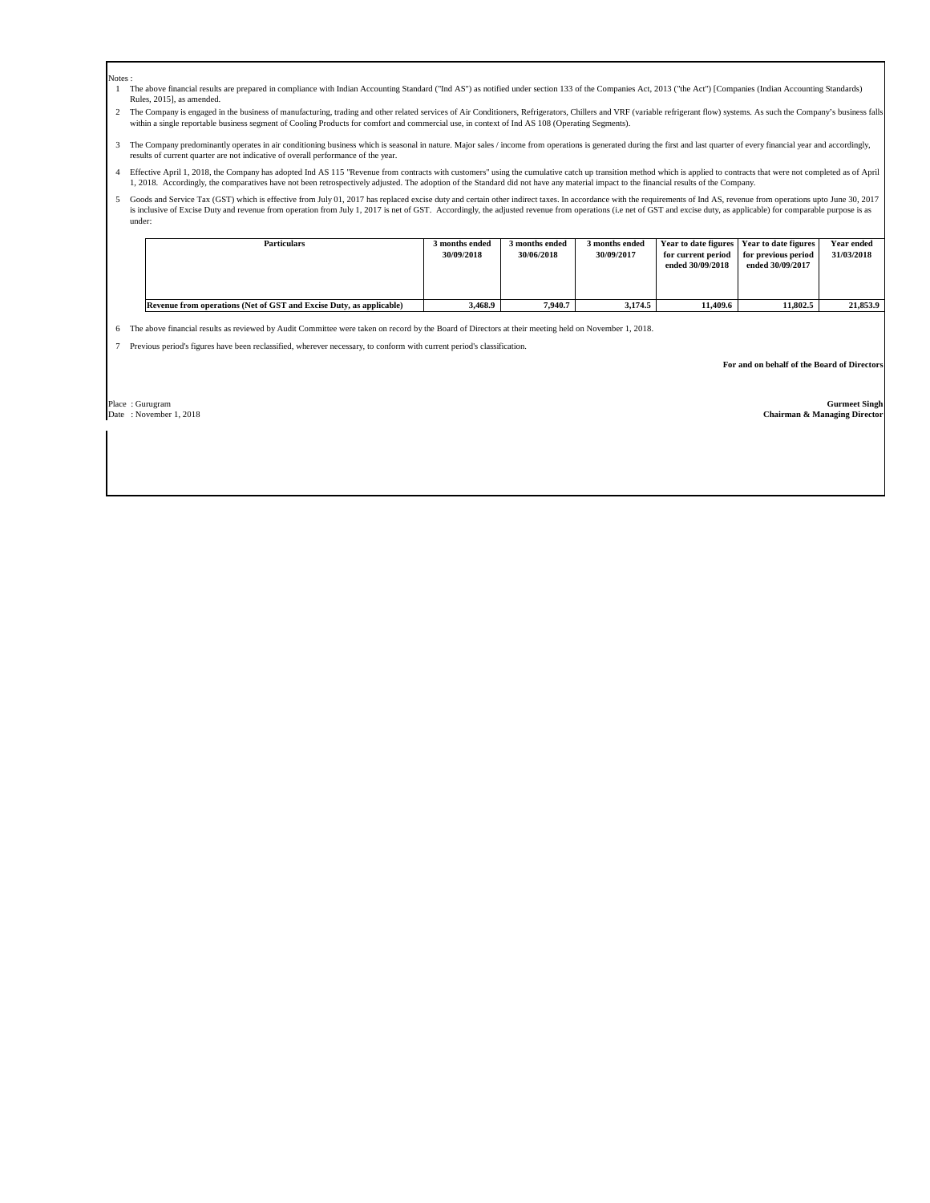Notes :

1. The above financial results are prepared in compliance with Indian Accounting Standard ("Ind AS") as notified under section 133 of the Companies Act, 2013 ("the Act") [Companies (Indian Accounting Standards) Rules, 2015], as amended.
2. The Company is engaged in the business of manufacturing, trading and other related services of Air Conditioners, Refrigerators, Chillers and VRF (variable refrigerant flow) systems. As such the Company's business falls within a single reportable business segment of Cooling Products for comfort and commercial use, in context of Ind AS 108 (Operating Segments).
3. The Company predominantly operates in air conditioning business which is seasonal in nature. Major sales / income from operations is generated during the first and last quarter of every financial year and accordingly, results of current quarter are not indicative of overall performance of the year.
4. Effective April 1, 2018, the Company has adopted Ind AS 115 "Revenue from contracts with customers" using the cumulative catch up transition method which is applied to contracts that were not completed as of April 1, 2018. Accordingly, the comparatives have not been retrospectively adjusted. The adoption of the Standard did not have any material impact to the financial results of the Company.
5. Goods and Service Tax (GST) which is effective from July 01, 2017 has replaced excise duty and certain other indirect taxes. In accordance with the requirements of Ind AS, revenue from operations upto June 30, 2017 is inclusive of Excise Duty and revenue from operation from July 1, 2017 is net of GST. Accordingly, the adjusted revenue from operations (i.e net of GST and excise duty, as applicable) for comparable purpose is as under:

| Particulars | 3 months ended 30/09/2018 | 3 months ended 30/06/2018 | 3 months ended 30/09/2017 | Year to date figures for current period ended 30/09/2018 | Year to date figures for previous period ended 30/09/2017 | Year ended 31/03/2018 |
|---|---|---|---|---|---|---|
| **Revenue from operations (Net of GST and Excise Duty, as applicable)** | **3,468.9** | **7,940.7** | **3,174.5** | **11,409.6** | **11,802.5** | **21,853.9** |

6. The above financial results as reviewed by Audit Committee were taken on record by the Board of Directors at their meeting held on November 1, 2018.
7. Previous period's figures have been reclassified, wherever necessary, to conform with current period's classification.

**For and on behalf of the Board of Directors**

Place : Gurugram
Date : November 1, 2018

**Gurmeet Singh**
**Chairman & Managing Director**